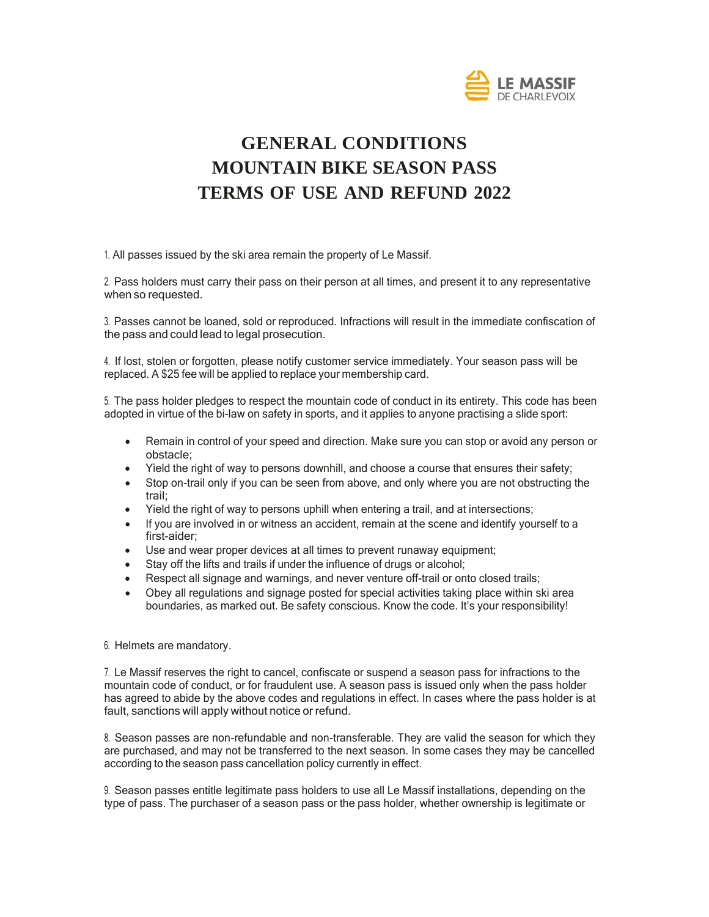LE MASSIF
DE CHARLEVOIX

# GENERAL CONDITIONS
# MOUNTAIN BIKE SEASON PASS
# TERMS OF USE AND REFUND 2022

1. All passes issued by the ski area remain the property of Le Massif.

2. Pass holders must carry their pass on their person at all times, and present it to any representative when so requested.

3. Passes cannot be loaned, sold or reproduced. Infractions will result in the immediate confiscation of the pass and could lead to legal prosecution.

4. If lost, stolen or forgotten, please notify customer service immediately. Your season pass will be replaced. A $25 fee will be applied to replace your membership card.

5. The pass holder pledges to respect the mountain code of conduct in its entirety. This code has been adopted in virtue of the bi-law on safety in sports, and it applies to anyone practising a slide sport:

- Remain in control of your speed and direction. Make sure you can stop or avoid any person or obstacle;
- Yield the right of way to persons downhill, and choose a course that ensures their safety;
- Stop on-trail only if you can be seen from above, and only where you are not obstructing the trail;
- Yield the right of way to persons uphill when entering a trail, and at intersections;
- If you are involved in or witness an accident, remain at the scene and identify yourself to a first-aider;
- Use and wear proper devices at all times to prevent runaway equipment;
- Stay off the lifts and trails if under the influence of drugs or alcohol;
- Respect all signage and warnings, and never venture off-trail or onto closed trails;
- Obey all regulations and signage posted for special activities taking place within ski area boundaries, as marked out. Be safety conscious. Know the code. It's your responsibility!

6. Helmets are mandatory.

7. Le Massif reserves the right to cancel, confiscate or suspend a season pass for infractions to the mountain code of conduct, or for fraudulent use. A season pass is issued only when the pass holder has agreed to abide by the above codes and regulations in effect. In cases where the pass holder is at fault, sanctions will apply without notice or refund.

8. Season passes are non-refundable and non-transferable. They are valid the season for which they are purchased, and may not be transferred to the next season. In some cases they may be cancelled according to the season pass cancellation policy currently in effect.

9. Season passes entitle legitimate pass holders to use all Le Massif installations, depending on the type of pass. The purchaser of a season pass or the pass holder, whether ownership is legitimate or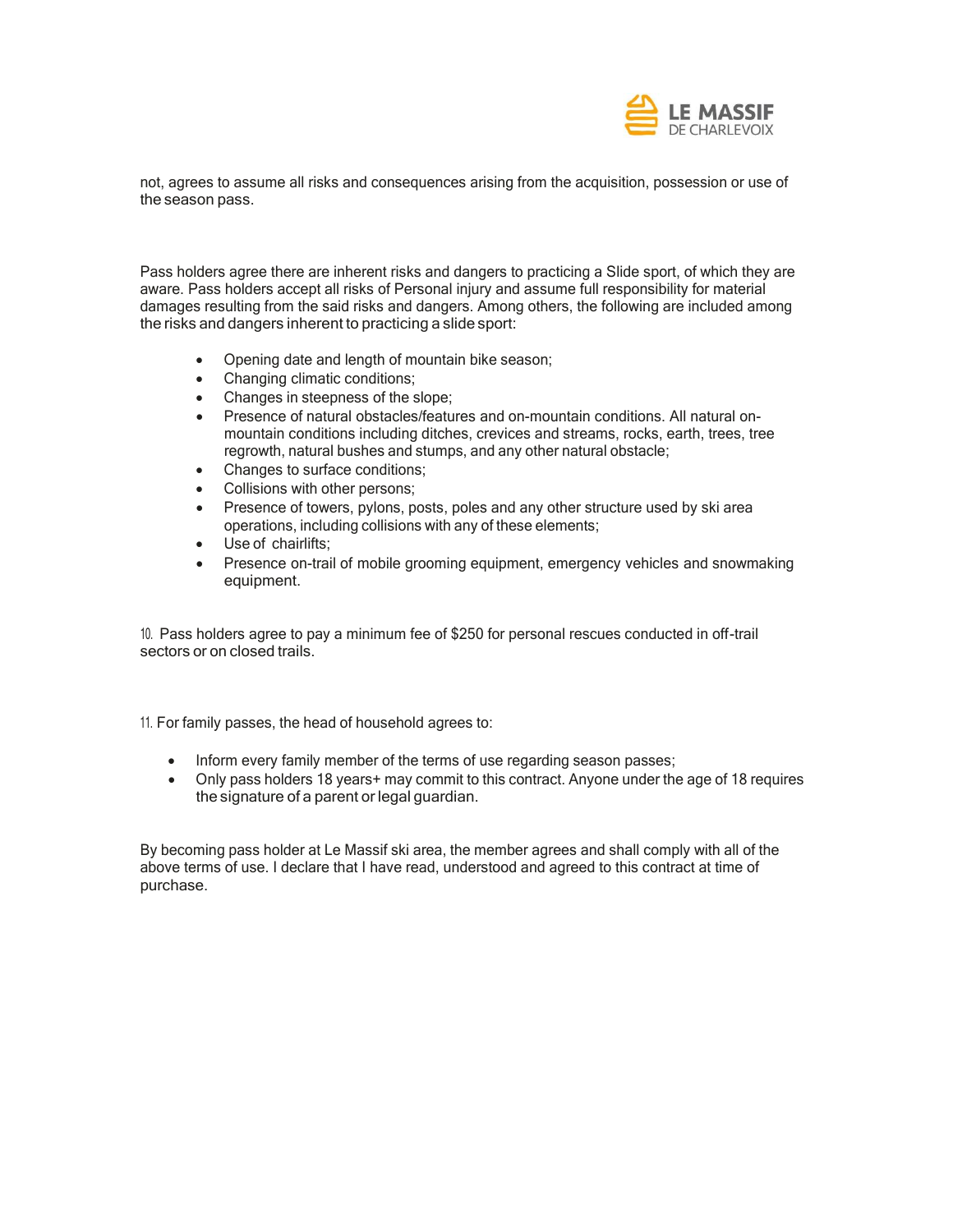not, agrees to assume all risks and consequences arising from the acquisition, possession or use of the season pass.

Pass holders agree there are inherent risks and dangers to practicing a Slide sport, of which they are aware. Pass holders accept all risks of Personal injury and assume full responsibility for material damages resulting from the said risks and dangers. Among others, the following are included among the risks and dangers inherent to practicing a slide sport:

- Opening date and length of mountain bike season;
- Changing climatic conditions;
- Changes in steepness of the slope;
- Presence of natural obstacles/features and on-mountain conditions. All natural on-mountain conditions including ditches, crevices and streams, rocks, earth, trees, tree regrowth, natural bushes and stumps, and any other natural obstacle;
- Changes to surface conditions;
- Collisions with other persons;
- Presence of towers, pylons, posts, poles and any other structure used by ski area operations, including collisions with any of these elements;
- Use of chairlifts;
- Presence on-trail of mobile grooming equipment, emergency vehicles and snowmaking equipment.

10. Pass holders agree to pay a minimum fee of $250 for personal rescues conducted in off-trail sectors or on closed trails.

11. For family passes, the head of household agrees to:

- Inform every family member of the terms of use regarding season passes;
- Only pass holders 18 years+ may commit to this contract. Anyone under the age of 18 requires the signature of a parent or legal guardian.

By becoming pass holder at Le Massif ski area, the member agrees and shall comply with all of the above terms of use. I declare that I have read, understood and agreed to this contract at time of purchase.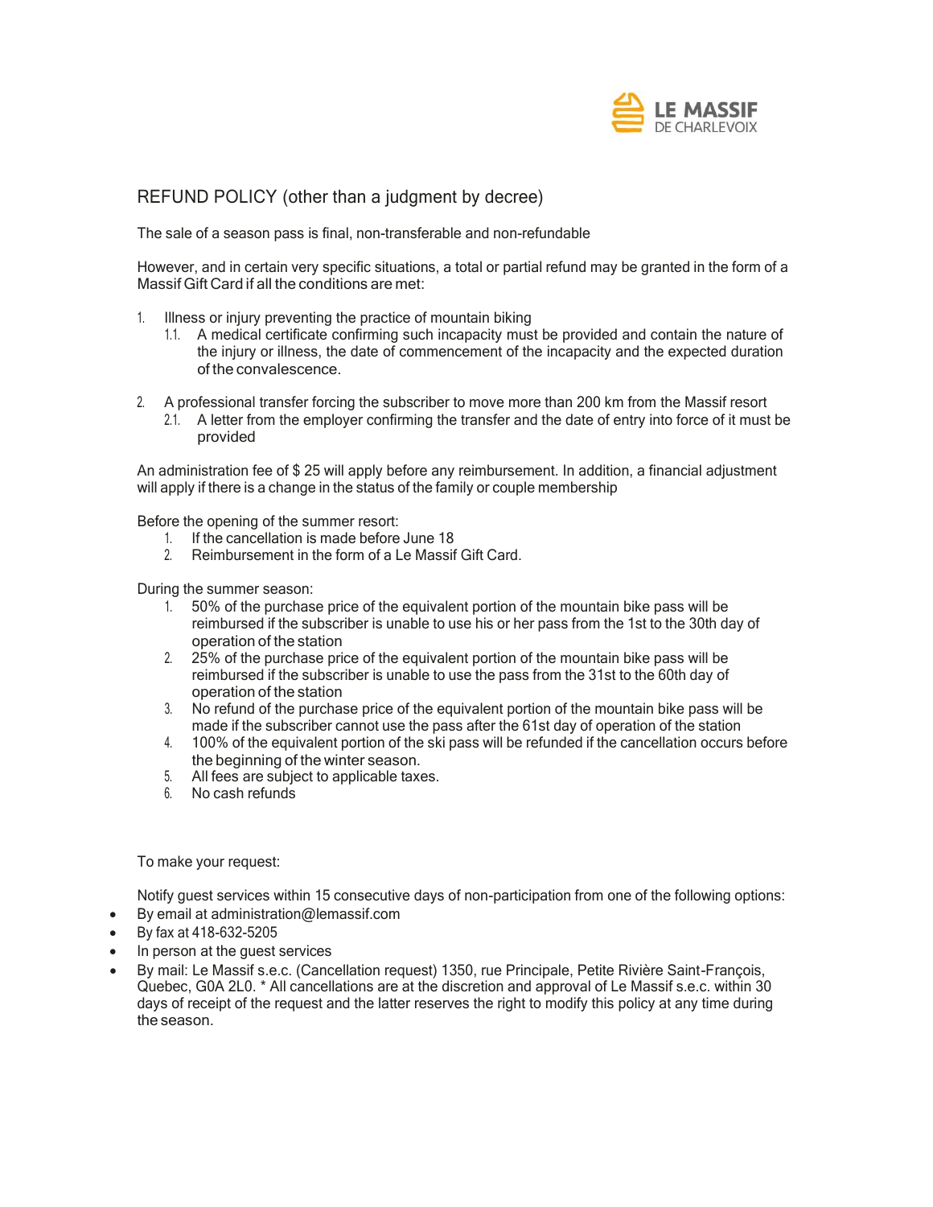## REFUND POLICY (other than a judgment by decree)

The sale of a season pass is final, non-transferable and non-refundable

However, and in certain very specific situations, a total or partial refund may be granted in the form of a Massif Gift Card if all the conditions are met:

1. Illness or injury preventing the practice of mountain biking
   1.1. A medical certificate confirming such incapacity must be provided and contain the nature of the injury or illness, the date of commencement of the incapacity and the expected duration of the convalescence.

2. A professional transfer forcing the subscriber to move more than 200 km from the Massif resort
   2.1. A letter from the employer confirming the transfer and the date of entry into force of it must be provided

An administration fee of $ 25 will apply before any reimbursement. In addition, a financial adjustment will apply if there is a change in the status of the family or couple membership

Before the opening of the summer resort:

1. If the cancellation is made before June 18
2. Reimbursement in the form of a Le Massif Gift Card.

During the summer season:

1. 50% of the purchase price of the equivalent portion of the mountain bike pass will be reimbursed if the subscriber is unable to use his or her pass from the 1st to the 30th day of operation of the station
2. 25% of the purchase price of the equivalent portion of the mountain bike pass will be reimbursed if the subscriber is unable to use the pass from the 31st to the 60th day of operation of the station
3. No refund of the purchase price of the equivalent portion of the mountain bike pass will be made if the subscriber cannot use the pass after the 61st day of operation of the station
4. 100% of the equivalent portion of the ski pass will be refunded if the cancellation occurs before the beginning of the winter season.
5. All fees are subject to applicable taxes.
6. No cash refunds

To make your request:

Notify guest services within 15 consecutive days of non-participation from one of the following options:

- By email at administration@lemassif.com
- By fax at 418-632-5205
- In person at the guest services
- By mail: Le Massif s.e.c. (Cancellation request) 1350, rue Principale, Petite Rivière Saint-François, Quebec, G0A 2L0. * All cancellations are at the discretion and approval of Le Massif s.e.c. within 30 days of receipt of the request and the latter reserves the right to modify this policy at any time during the season.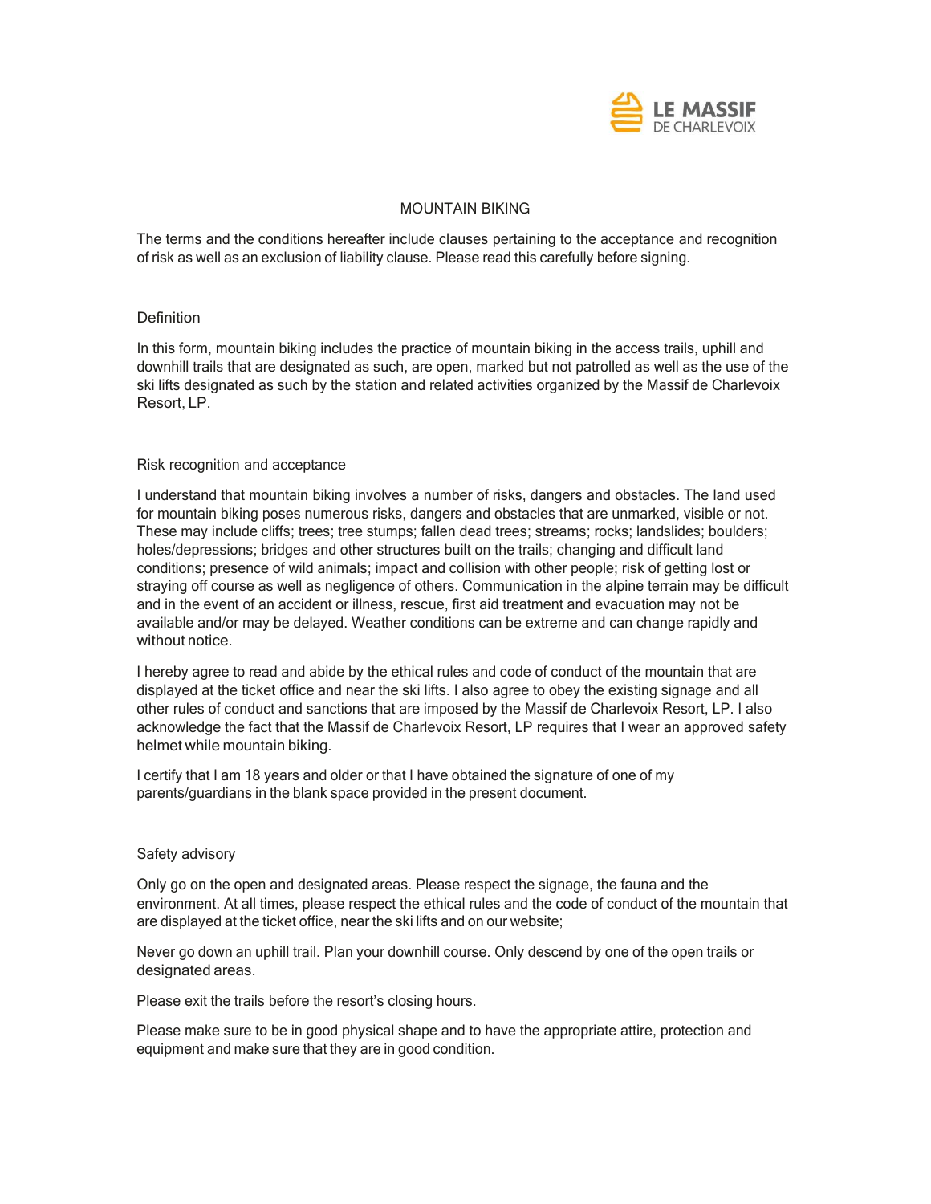LE MASSIF DE CHARLEVOIX

# MOUNTAIN BIKING

The terms and the conditions hereafter include clauses pertaining to the acceptance and recognition of risk as well as an exclusion of liability clause. Please read this carefully before signing.

## Definition

In this form, mountain biking includes the practice of mountain biking in the access trails, uphill and downhill trails that are designated as such, are open, marked but not patrolled as well as the use of the ski lifts designated as such by the station and related activities organized by the Massif de Charlevoix Resort, LP.

## Risk recognition and acceptance

I understand that mountain biking involves a number of risks, dangers and obstacles. The land used for mountain biking poses numerous risks, dangers and obstacles that are unmarked, visible or not. These may include cliffs; trees; tree stumps; fallen dead trees; streams; rocks; landslides; boulders; holes/depressions; bridges and other structures built on the trails; changing and difficult land conditions; presence of wild animals; impact and collision with other people; risk of getting lost or straying off course as well as negligence of others. Communication in the alpine terrain may be difficult and in the event of an accident or illness, rescue, first aid treatment and evacuation may not be available and/or may be delayed. Weather conditions can be extreme and can change rapidly and without notice.

I hereby agree to read and abide by the ethical rules and code of conduct of the mountain that are displayed at the ticket office and near the ski lifts. I also agree to obey the existing signage and all other rules of conduct and sanctions that are imposed by the Massif de Charlevoix Resort, LP. I also acknowledge the fact that the Massif de Charlevoix Resort, LP requires that I wear an approved safety helmet while mountain biking.

I certify that I am 18 years and older or that I have obtained the signature of one of my parents/guardians in the blank space provided in the present document.

## Safety advisory

Only go on the open and designated areas. Please respect the signage, the fauna and the environment. At all times, please respect the ethical rules and the code of conduct of the mountain that are displayed at the ticket office, near the ski lifts and on our website;

Never go down an uphill trail. Plan your downhill course. Only descend by one of the open trails or designated areas.

Please exit the trails before the resort's closing hours.

Please make sure to be in good physical shape and to have the appropriate attire, protection and equipment and make sure that they are in good condition.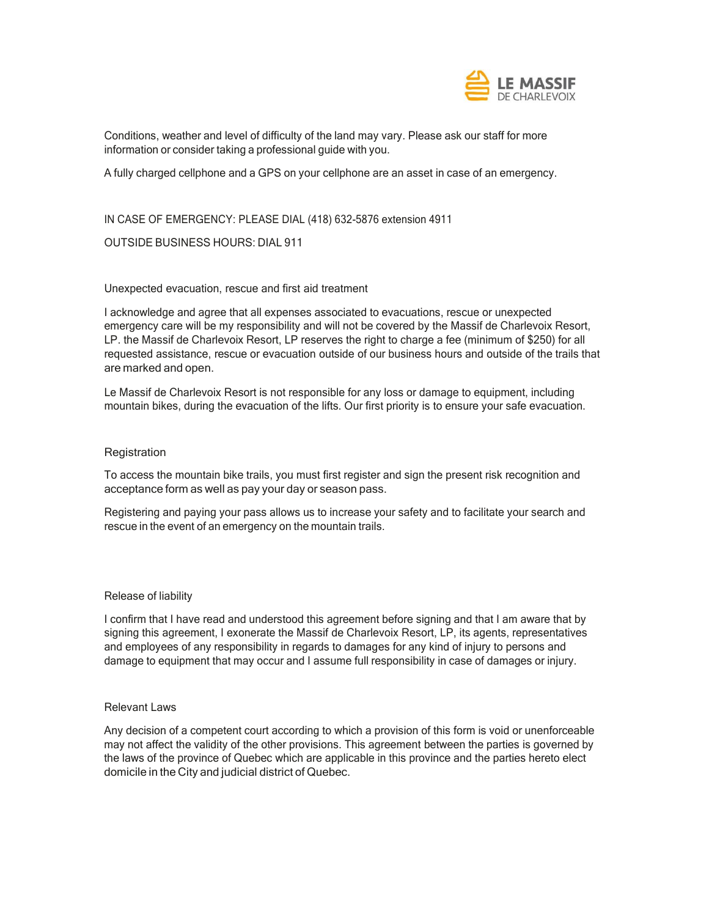Conditions, weather and level of difficulty of the land may vary. Please ask our staff for more information or consider taking a professional guide with you.

A fully charged cellphone and a GPS on your cellphone are an asset in case of an emergency.

IN CASE OF EMERGENCY: PLEASE DIAL (418) 632-5876 extension 4911

OUTSIDE BUSINESS HOURS: DIAL 911

### Unexpected evacuation, rescue and first aid treatment

I acknowledge and agree that all expenses associated to evacuations, rescue or unexpected emergency care will be my responsibility and will not be covered by the Massif de Charlevoix Resort, LP. the Massif de Charlevoix Resort, LP reserves the right to charge a fee (minimum of $250) for all requested assistance, rescue or evacuation outside of our business hours and outside of the trails that are marked and open.

Le Massif de Charlevoix Resort is not responsible for any loss or damage to equipment, including mountain bikes, during the evacuation of the lifts. Our first priority is to ensure your safe evacuation.

### Registration

To access the mountain bike trails, you must first register and sign the present risk recognition and acceptance form as well as pay your day or season pass.

Registering and paying your pass allows us to increase your safety and to facilitate your search and rescue in the event of an emergency on the mountain trails.

### Release of liability

I confirm that I have read and understood this agreement before signing and that I am aware that by signing this agreement, I exonerate the Massif de Charlevoix Resort, LP, its agents, representatives and employees of any responsibility in regards to damages for any kind of injury to persons and damage to equipment that may occur and I assume full responsibility in case of damages or injury.

### Relevant Laws

Any decision of a competent court according to which a provision of this form is void or unenforceable may not affect the validity of the other provisions. This agreement between the parties is governed by the laws of the province of Quebec which are applicable in this province and the parties hereto elect domicile in the City and judicial district of Quebec.